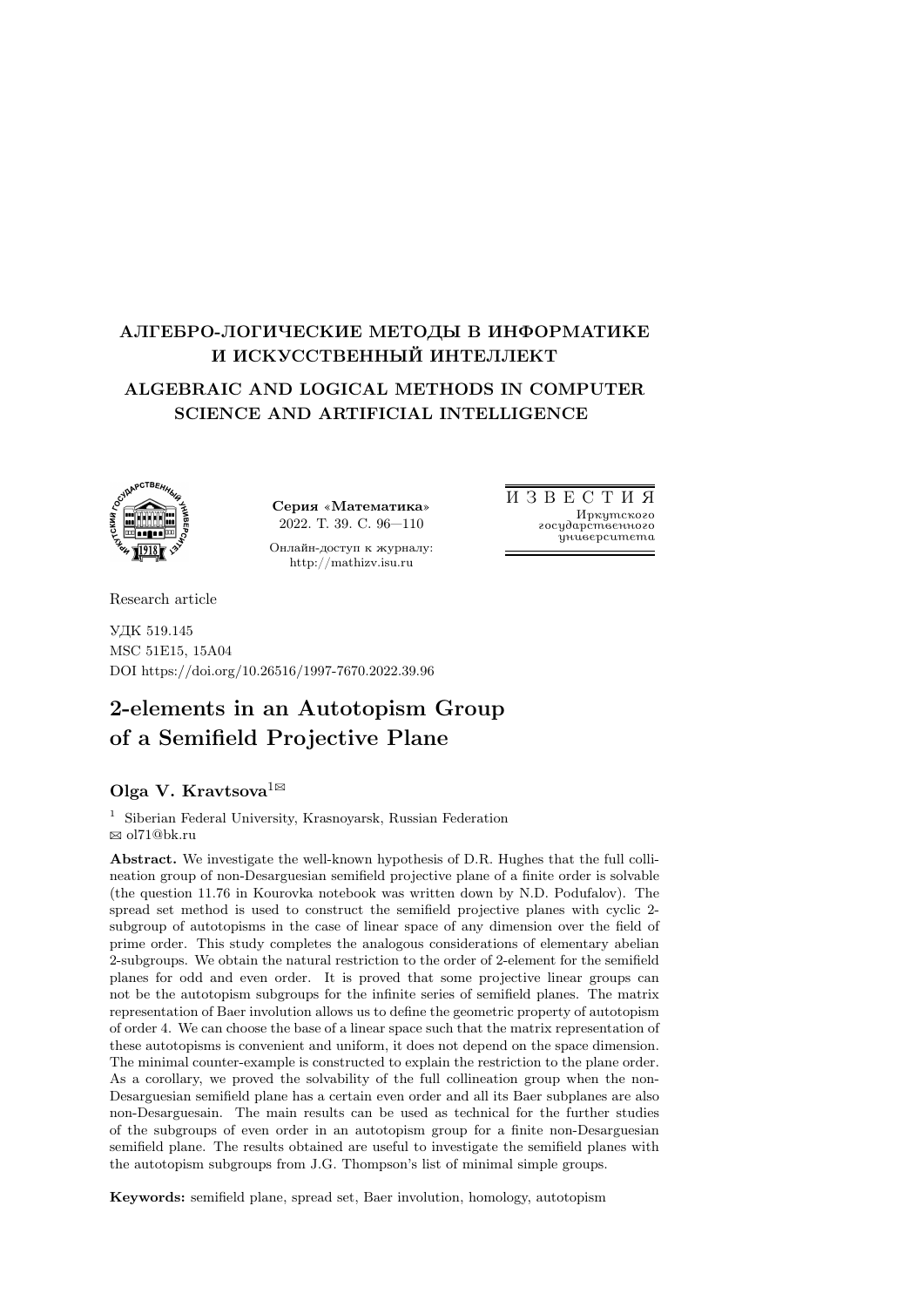# АЛГЕБРО-ЛОГИЧЕСКИЕ МЕТОДЫ В ИНФОРМАТИКЕ И ИСКУССТВЕННЫЙ ИНТЕЛЛЕКТ

# ALGEBRAIC AND LOGICAL METHODS IN COMPUTER SCIENCE AND ARTIFICIAL INTELLIGENCE

**Серия «Математика»**
2022. Т. 39. С. 96—110

Онлайн-доступ к журналу:
http://mathizv.isu.ru

ИЗВЕСТИЯ
*Иркутского государственного университета*

Research article

УДК 519.145
MSC 51E15, 15A04
DOI https://doi.org/10.26516/1997-7670.2022.39.96

## 2-elements in an Autotopism Group of a Semifield Projective Plane

**Olga V. Kravtsova**[1]

[1] Siberian Federal University, Krasnoyarsk, Russian Federation
ol71@bk.ru

**Abstract.** We investigate the well-known hypothesis of D.R. Hughes that the full collineation group of non-Desarguesian semifield projective plane of a finite order is solvable (the question 11.76 in Kourovka notebook was written down by N.D. Podufalov). The spread set method is used to construct the semifield projective planes with cyclic 2-subgroup of autotopisms in the case of linear space of any dimension over the field of prime order. This study completes the analogous considerations of elementary abelian 2-subgroups. We obtain the natural restriction to the order of 2-element for the semifield planes for odd and even order. It is proved that some projective linear groups can not be the autotopism subgroups for the infinite series of semifield planes. The matrix representation of Baer involution allows us to define the geometric property of autotopism of order 4. We can choose the base of a linear space such that the matrix representation of these autotopisms is convenient and uniform, it does not depend on the space dimension. The minimal counter-example is constructed to explain the restriction to the plane order. As a corollary, we proved the solvability of the full collineation group when the non-Desarguesian semifield plane has a certain even order and all its Baer subplanes are also non-Desarguesain. The main results can be used as technical for the further studies of the subgroups of even order in an autotopism group for a finite non-Desarguesian semifield plane. The results obtained are useful to investigate the semifield planes with the autotopism subgroups from J.G. Thompson's list of minimal simple groups.

**Keywords:** semifield plane, spread set, Baer involution, homology, autotopism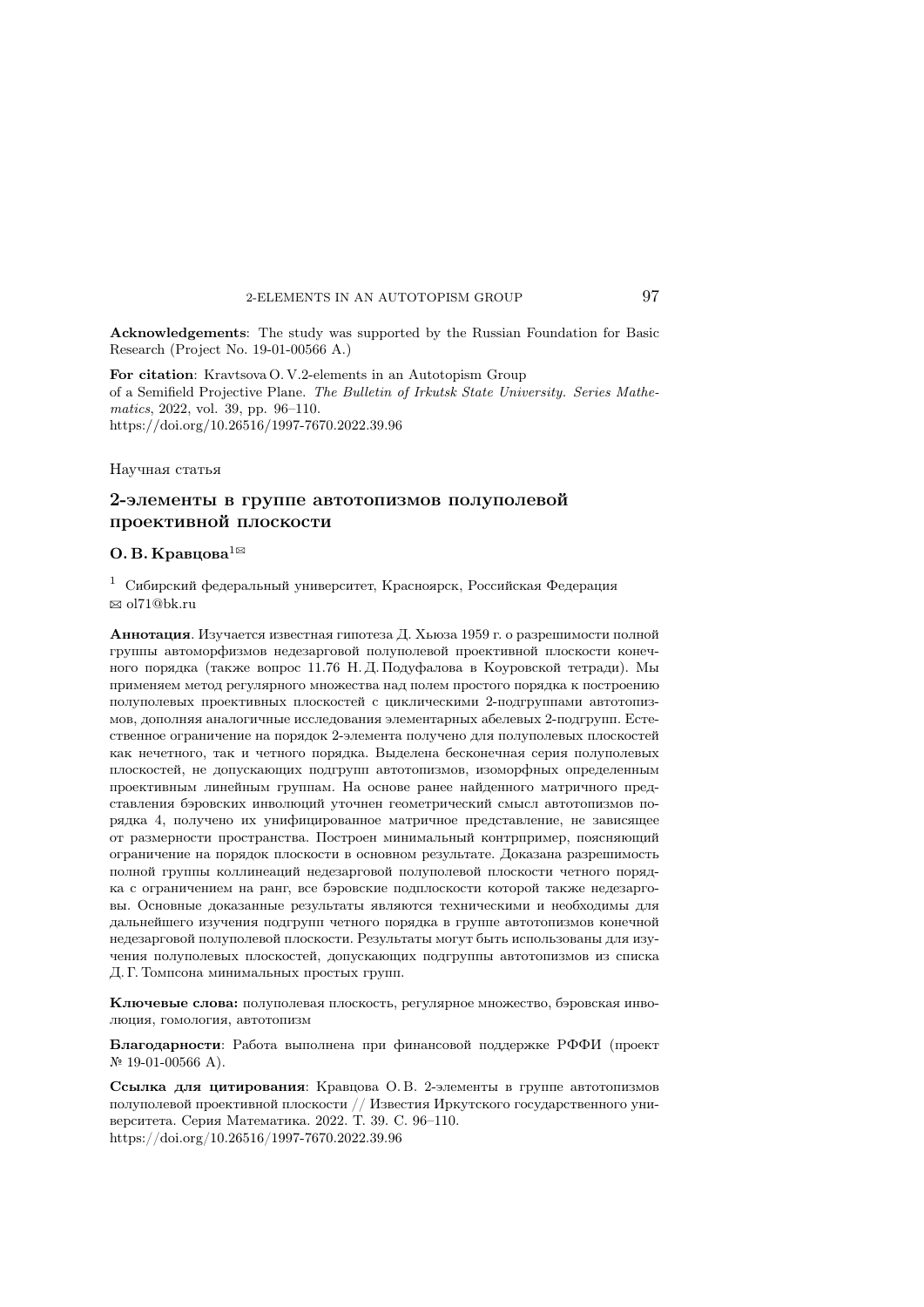**Acknowledgements**: The study was supported by the Russian Foundation for Basic Research (Project No. 19-01-00566 A.)

**For citation**: Kravtsova O. V.2-elements in an Autotopism Group of a Semifield Projective Plane. *The Bulletin of Irkutsk State University. Series Mathematics*, 2022, vol. 39, pp. 96–110.
https://doi.org/10.26516/1997-7670.2022.39.96

Научная статья

## 2-элементы в группе автотопизмов полуполевой проективной плоскости

**О. В. Кравцова**[1]✉

[1] Сибирский федеральный университет, Красноярск, Российская Федерация
✉ ol71@bk.ru

**Аннотация**. Изучается известная гипотеза Д. Хьюза 1959 г. о разрешимости полной группы автоморфизмов недезарговой полуполевой проективной плоскости конечного порядка (также вопрос 11.76 Н. Д. Подуфалова в Коуровской тетради). Мы применяем метод регулярного множества над полем простого порядка к построению полуполевых проективных плоскостей с циклическими 2-подгруппами автотопизмов, дополняя аналогичные исследования элементарных абелевых 2-подгрупп. Естественное ограничение на порядок 2-элемента получено для полуполевых плоскостей как нечетного, так и четного порядка. Выделена бесконечная серия полуполевых плоскостей, не допускающих подгрупп автотопизмов, изоморфных определенным проективным линейным группам. На основе ранее найденного матричного представления бэровских инволюций уточнен геометрический смысл автотопизмов порядка 4, получено их унифицированное матричное представление, не зависящее от размерности пространства. Построен минимальный контрпример, поясняющий ограничение на порядок плоскости в основном результате. Доказана разрешимость полной группы коллинеаций недезарговой полуполевой плоскости четного порядка с ограничением на ранг, все бэровские подплоскости которой также недезарговы. Основные доказанные результаты являются техническими и необходимы для дальнейшего изучения подгрупп четного порядка в группе автотопизмов конечной недезарговой полуполевой плоскости. Результаты могут быть использованы для изучения полуполевых плоскостей, допускающих подгруппы автотопизмов из списка Д. Г. Томпсона минимальных простых групп.

**Ключевые слова:** полуполевая плоскость, регулярное множество, бэровская инволюция, гомология, автотопизм

**Благодарности**: Работа выполнена при финансовой поддержке РФФИ (проект № 19-01-00566 А).

**Ссылка для цитирования**: Кравцова О. В. 2-элементы в группе автотопизмов полуполевой проективной плоскости // Известия Иркутского государственного университета. Серия Математика. 2022. Т. 39. С. 96–110.
https://doi.org/10.26516/1997-7670.2022.39.96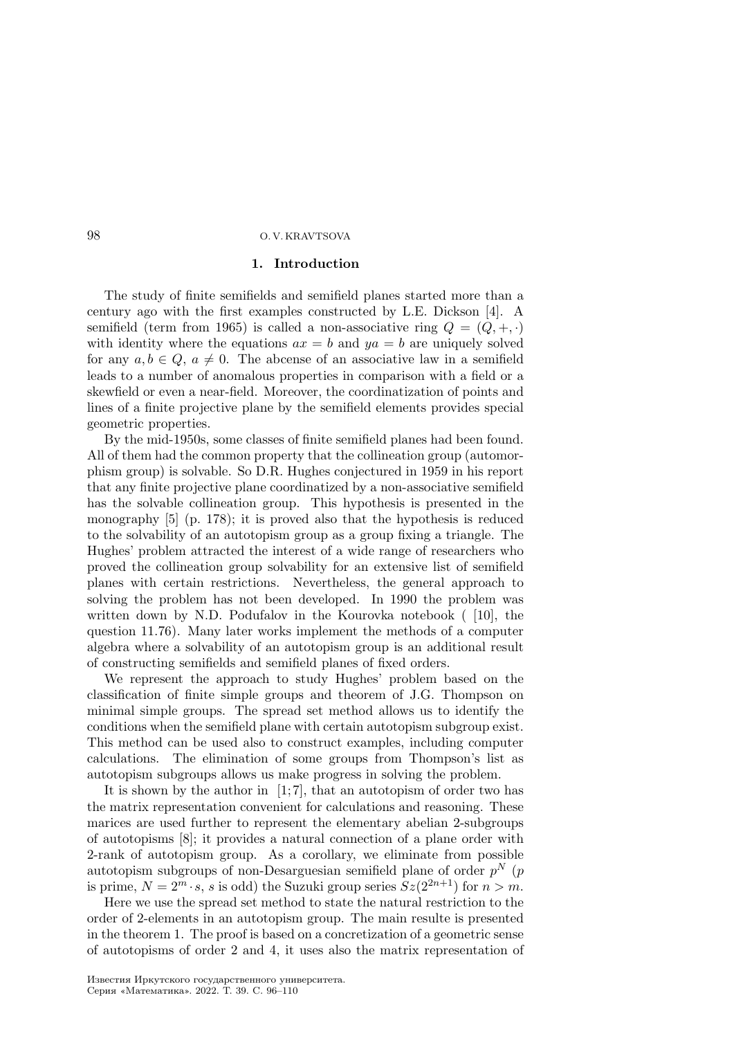## 1. Introduction

The study of finite semifields and semifield planes started more than a century ago with the first examples constructed by L.E. Dickson [4]. A semifield (term from 1965) is called a non-associative ring $Q = (Q, +, \cdot)$ with identity where the equations $ax = b$ and $ya = b$ are uniquely solved for any $a, b \in Q$, $a \neq 0$. The abcense of an associative law in a semifield leads to a number of anomalous properties in comparison with a field or a skewfield or even a near-field. Moreover, the coordinatization of points and lines of a finite projective plane by the semifield elements provides special geometric properties.

By the mid-1950s, some classes of finite semifield planes had been found. All of them had the common property that the collineation group (automorphism group) is solvable. So D.R. Hughes conjectured in 1959 in his report that any finite projective plane coordinatized by a non-associative semifield has the solvable collineation group. This hypothesis is presented in the monography [5] (p. 178); it is proved also that the hypothesis is reduced to the solvability of an autotopism group as a group fixing a triangle. The Hughes' problem attracted the interest of a wide range of researchers who proved the collineation group solvability for an extensive list of semifield planes with certain restrictions. Nevertheless, the general approach to solving the problem has not been developed. In 1990 the problem was written down by N.D. Podufalov in the Kourovka notebook ( [10], the question 11.76). Many later works implement the methods of a computer algebra where a solvability of an autotopism group is an additional result of constructing semifields and semifield planes of fixed orders.

We represent the approach to study Hughes' problem based on the classification of finite simple groups and theorem of J.G. Thompson on minimal simple groups. The spread set method allows us to identify the conditions when the semifield plane with certain autotopism subgroup exist. This method can be used also to construct examples, including computer calculations. The elimination of some groups from Thompson's list as autotopism subgroups allows us make progress in solving the problem.

It is shown by the author in [1; 7], that an autotopism of order two has the matrix representation convenient for calculations and reasoning. These marices are used further to represent the elementary abelian 2-subgroups of autotopisms [8]; it provides a natural connection of a plane order with 2-rank of autotopism group. As a corollary, we eliminate from possible autotopism subgroups of non-Desarguesian semifield plane of order $p^N$ ($p$ is prime, $N = 2^m \cdot s$, $s$ is odd) the Suzuki group series $Sz(2^{2n+1})$ for $n > m$.

Here we use the spread set method to state the natural restriction to the order of 2-elements in an autotopism group. The main resulte is presented in the theorem 1. The proof is based on a concretization of a geometric sense of autotopisms of order 2 and 4, it uses also the matrix representation of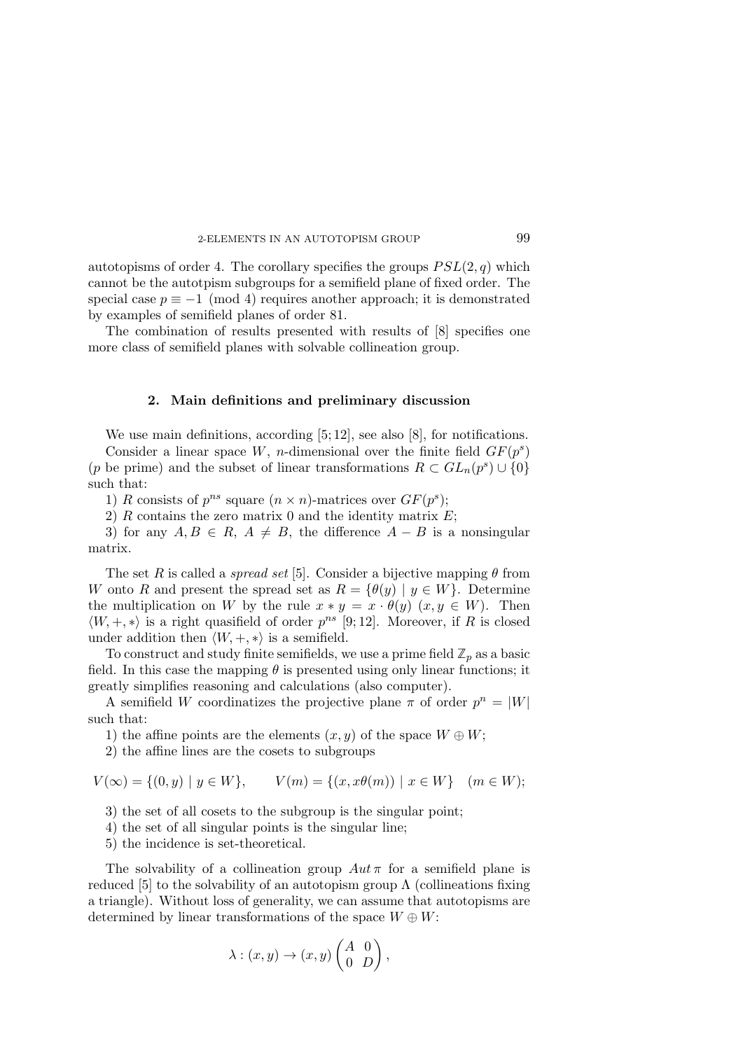autotopisms of order 4. The corollary specifies the groups $PSL(2, q)$ which cannot be the autotpism subgroups for a semifield plane of fixed order. The special case $p \equiv -1 \pmod 4$ requires another approach; it is demonstrated by examples of semifield planes of order 81.

The combination of results presented with results of [8] specifies one more class of semifield planes with solvable collineation group.

## 2. Main definitions and preliminary discussion

We use main definitions, according [5; 12], see also [8], for notifications.

Consider a linear space $W$, $n$-dimensional over the finite field $GF(p^s)$ ($p$ be prime) and the subset of linear transformations $R \subset GL_n(p^s) \cup \{0\}$ such that:

1) $R$ consists of $p^{ns}$ square $(n \times n)$-matrices over $GF(p^s)$;

2) $R$ contains the zero matrix 0 and the identity matrix $E$;

3) for any $A, B \in R$, $A \neq B$, the difference $A - B$ is a nonsingular matrix.

The set $R$ is called a *spread set* [5]. Consider a bijective mapping $\theta$ from $W$ onto $R$ and present the spread set as $R = \{\theta(y) \mid y \in W\}$. Determine the multiplication on $W$ by the rule $x * y = x \cdot \theta(y)$ $(x, y \in W)$. Then $\langle W, +, * \rangle$ is a right quasifield of order $p^{ns}$ [9; 12]. Moreover, if $R$ is closed under addition then $\langle W, +, * \rangle$ is a semifield.

To construct and study finite semifields, we use a prime field $\mathbb{Z}_p$ as a basic field. In this case the mapping $\theta$ is presented using only linear functions; it greatly simplifies reasoning and calculations (also computer).

A semifield $W$ coordinatizes the projective plane $\pi$ of order $p^n = |W|$ such that:

1) the affine points are the elements $(x, y)$ of the space $W \oplus W$;

2) the affine lines are the cosets to subgroups

$$V(\infty) = \{(0, y) \mid y \in W\}, \qquad V(m) = \{(x, x\theta(m)) \mid x \in W\} \quad (m \in W);$$

3) the set of all cosets to the subgroup is the singular point;

4) the set of all singular points is the singular line;

5) the incidence is set-theoretical.

The solvability of a collineation group $Aut\,\pi$ for a semifield plane is reduced [5] to the solvability of an autotopism group $\Lambda$ (collineations fixing a triangle). Without loss of generality, we can assume that autotopisms are determined by linear transformations of the space $W \oplus W$:

$$\lambda : (x, y) \to (x, y) \begin{pmatrix} A & 0 \\ 0 & D \end{pmatrix},$$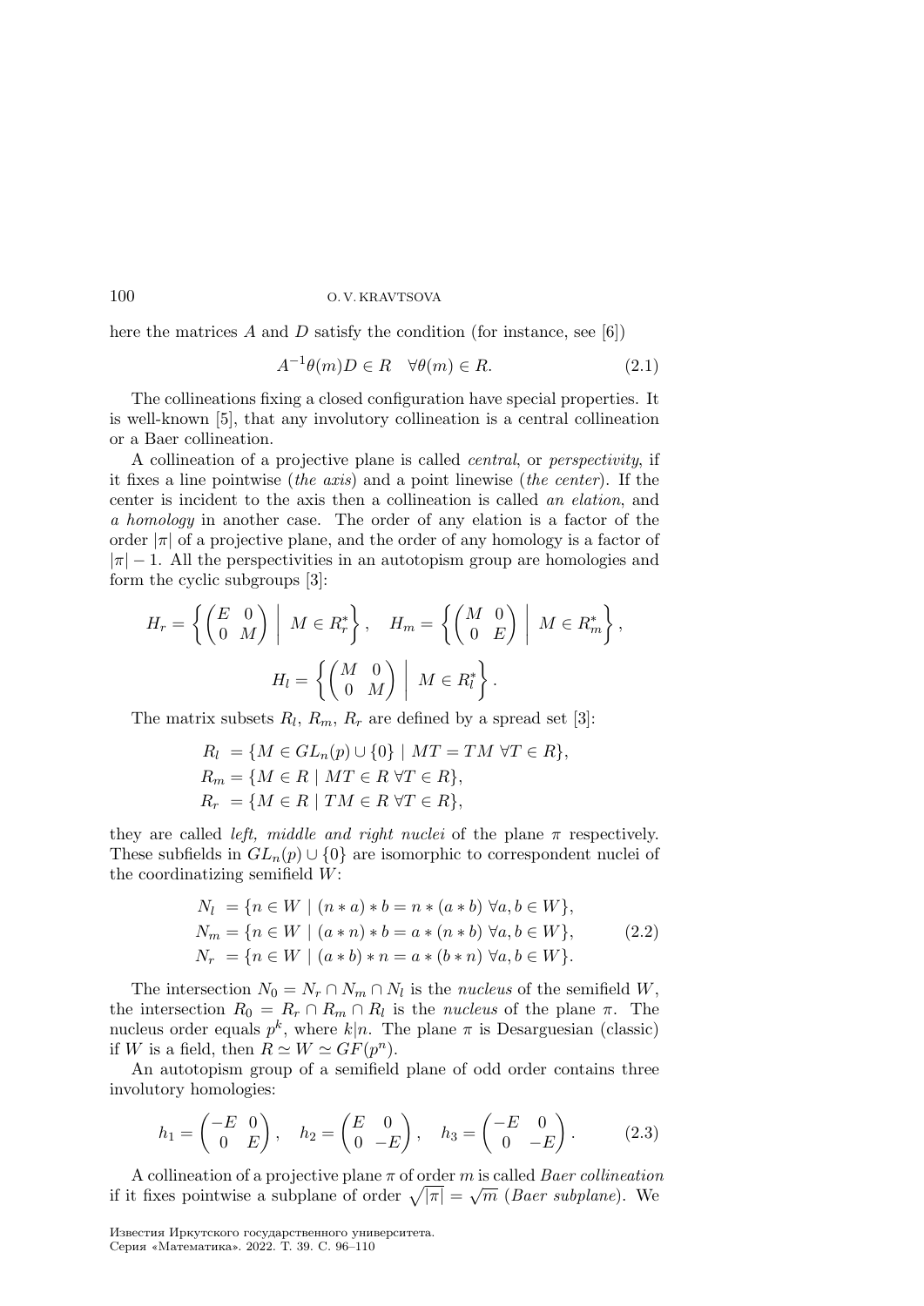here the matrices $A$ and $D$ satisfy the condition (for instance, see [6])

$$A^{-1}\theta(m)D \in R \quad \forall \theta(m) \in R. \tag{2.1}$$

The collineations fixing a closed configuration have special properties. It is well-known [5], that any involutory collineation is a central collineation or a Baer collineation.

A collineation of a projective plane is called *central*, or *perspectivity*, if it fixes a line pointwise (*the axis*) and a point linewise (*the center*). If the center is incident to the axis then a collineation is called *an elation*, and *a homology* in another case. The order of any elation is a factor of the order $|\pi|$ of a projective plane, and the order of any homology is a factor of $|\pi|-1$. All the perspectivities in an autotopism group are homologies and form the cyclic subgroups [3]:

$$H_r = \left\{ \begin{pmatrix} E & 0 \\ 0 & M \end{pmatrix} \;\middle|\; M \in R_r^* \right\}, \quad H_m = \left\{ \begin{pmatrix} M & 0 \\ 0 & E \end{pmatrix} \;\middle|\; M \in R_m^* \right\},$$

$$H_l = \left\{ \begin{pmatrix} M & 0 \\ 0 & M \end{pmatrix} \;\middle|\; M \in R_l^* \right\}.$$

The matrix subsets $R_l$, $R_m$, $R_r$ are defined by a spread set [3]:

$$\begin{aligned} R_l &= \{M \in GL_n(p) \cup \{0\} \mid MT = TM \ \forall T \in R\}, \\ R_m &= \{M \in R \mid MT \in R \ \forall T \in R\}, \\ R_r &= \{M \in R \mid TM \in R \ \forall T \in R\}, \end{aligned}$$

they are called *left, middle and right nuclei* of the plane $\pi$ respectively. These subfields in $GL_n(p) \cup \{0\}$ are isomorphic to correspondent nuclei of the coordinatizing semifield $W$:

$$\begin{aligned} N_l &= \{n \in W \mid (n * a) * b = n * (a * b) \ \forall a, b \in W\}, \\ N_m &= \{n \in W \mid (a * n) * b = a * (n * b) \ \forall a, b \in W\}, \\ N_r &= \{n \in W \mid (a * b) * n = a * (b * n) \ \forall a, b \in W\}. \end{aligned} \tag{2.2}$$

The intersection $N_0 = N_r \cap N_m \cap N_l$ is the *nucleus* of the semifield $W$, the intersection $R_0 = R_r \cap R_m \cap R_l$ is the *nucleus* of the plane $\pi$. The nucleus order equals $p^k$, where $k|n$. The plane $\pi$ is Desarguesian (classic) if $W$ is a field, then $R \simeq W \simeq GF(p^n)$.

An autotopism group of a semifield plane of odd order contains three involutory homologies:

$$h_1 = \begin{pmatrix} -E & 0 \\ 0 & E \end{pmatrix}, \quad h_2 = \begin{pmatrix} E & 0 \\ 0 & -E \end{pmatrix}, \quad h_3 = \begin{pmatrix} -E & 0 \\ 0 & -E \end{pmatrix}. \tag{2.3}$$

A collineation of a projective plane $\pi$ of order $m$ is called *Baer collineation* if it fixes pointwise a subplane of order $\sqrt{|\pi|} = \sqrt{m}$ (*Baer subplane*). We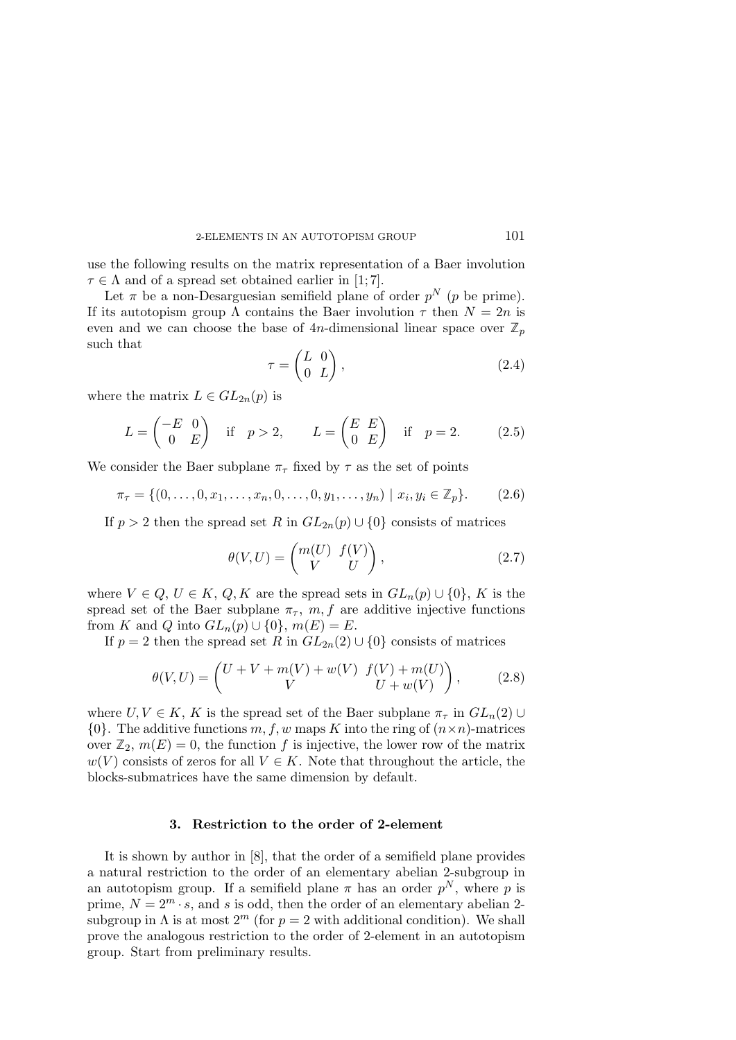use the following results on the matrix representation of a Baer involution $\tau \in \Lambda$ and of a spread set obtained earlier in [1; 7].

Let $\pi$ be a non-Desarguesian semifield plane of order $p^N$ ($p$ be prime). If its autotopism group $\Lambda$ contains the Baer involution $\tau$ then $N = 2n$ is even and we can choose the base of $4n$-dimensional linear space over $\mathbb{Z}_p$ such that

$$\tau = \begin{pmatrix} L & 0 \\ 0 & L \end{pmatrix}, \tag{2.4}$$

where the matrix $L \in GL_{2n}(p)$ is

$$L = \begin{pmatrix} -E & 0 \\ 0 & E \end{pmatrix} \quad \text{if} \quad p > 2, \qquad L = \begin{pmatrix} E & E \\ 0 & E \end{pmatrix} \quad \text{if} \quad p = 2. \tag{2.5}$$

We consider the Baer subplane $\pi_\tau$ fixed by $\tau$ as the set of points

$$\pi_\tau = \{(0, \ldots, 0, x_1, \ldots, x_n, 0, \ldots, 0, y_1, \ldots, y_n) \mid x_i, y_i \in \mathbb{Z}_p\}. \tag{2.6}$$

If $p > 2$ then the spread set $R$ in $GL_{2n}(p) \cup \{0\}$ consists of matrices

$$\theta(V, U) = \begin{pmatrix} m(U) & f(V) \\ V & U \end{pmatrix}, \tag{2.7}$$

where $V \in Q$, $U \in K$, $Q, K$ are the spread sets in $GL_n(p) \cup \{0\}$, $K$ is the spread set of the Baer subplane $\pi_\tau$, $m, f$ are additive injective functions from $K$ and $Q$ into $GL_n(p) \cup \{0\}$, $m(E) = E$.

If $p = 2$ then the spread set $R$ in $GL_{2n}(2) \cup \{0\}$ consists of matrices

$$\theta(V, U) = \begin{pmatrix} U + V + m(V) + w(V) & f(V) + m(U) \\ V & U + w(V) \end{pmatrix}, \tag{2.8}$$

where $U, V \in K$, $K$ is the spread set of the Baer subplane $\pi_\tau$ in $GL_n(2) \cup \{0\}$. The additive functions $m, f, w$ maps $K$ into the ring of $(n \times n)$-matrices over $\mathbb{Z}_2$, $m(E) = 0$, the function $f$ is injective, the lower row of the matrix $w(V)$ consists of zeros for all $V \in K$. Note that throughout the article, the blocks-submatrices have the same dimension by default.

## 3. Restriction to the order of 2-element

It is shown by author in [8], that the order of a semifield plane provides a natural restriction to the order of an elementary abelian 2-subgroup in an autotopism group. If a semifield plane $\pi$ has an order $p^N$, where $p$ is prime, $N = 2^m \cdot s$, and $s$ is odd, then the order of an elementary abelian 2-subgroup in $\Lambda$ is at most $2^m$ (for $p = 2$ with additional condition). We shall prove the analogous restriction to the order of 2-element in an autotopism group. Start from preliminary results.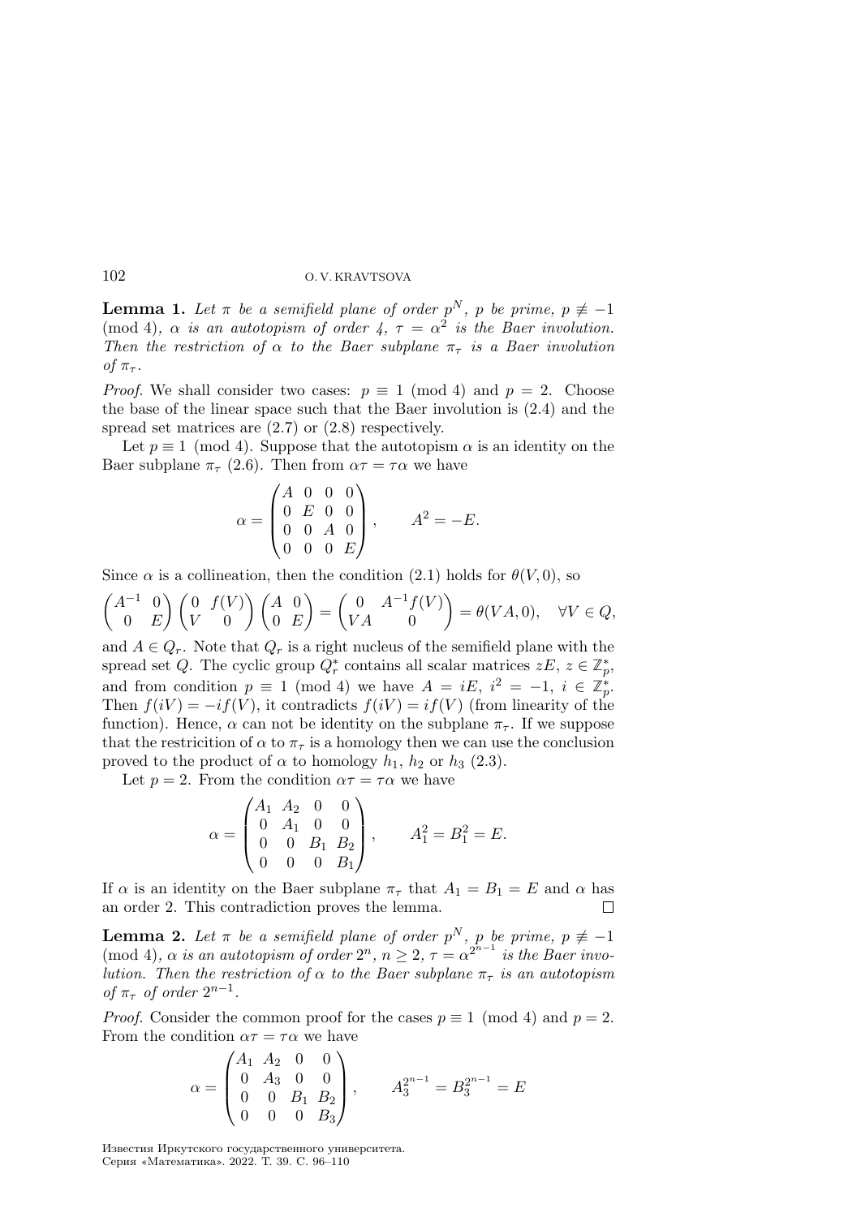**Lemma 1.** *Let $\pi$ be a semifield plane of order $p^N$, $p$ be prime, $p \not\equiv -1 \pmod 4$, $\alpha$ is an autotopism of order 4, $\tau = \alpha^2$ is the Baer involution. Then the restriction of $\alpha$ to the Baer subplane $\pi_\tau$ is a Baer involution of $\pi_\tau$.*

*Proof.* We shall consider two cases: $p \equiv 1 \pmod 4$ and $p = 2$. Choose the base of the linear space such that the Baer involution is (2.4) and the spread set matrices are (2.7) or (2.8) respectively.

Let $p \equiv 1 \pmod 4$. Suppose that the autotopism $\alpha$ is an identity on the Baer subplane $\pi_\tau$ (2.6). Then from $\alpha\tau = \tau\alpha$ we have

$$\alpha = \begin{pmatrix} A & 0 & 0 & 0 \\ 0 & E & 0 & 0 \\ 0 & 0 & A & 0 \\ 0 & 0 & 0 & E \end{pmatrix}, \qquad A^2 = -E.$$

Since $\alpha$ is a collineation, then the condition (2.1) holds for $\theta(V, 0)$, so

$$\begin{pmatrix} A^{-1} & 0 \\ 0 & E \end{pmatrix} \begin{pmatrix} 0 & f(V) \\ V & 0 \end{pmatrix} \begin{pmatrix} A & 0 \\ 0 & E \end{pmatrix} = \begin{pmatrix} 0 & A^{-1}f(V) \\ VA & 0 \end{pmatrix} = \theta(VA, 0), \quad \forall V \in Q,$$

and $A \in Q_r$. Note that $Q_r$ is a right nucleus of the semifield plane with the spread set $Q$. The cyclic group $Q_r^*$ contains all scalar matrices $zE$, $z \in \mathbb{Z}_p^*$, and from condition $p \equiv 1 \pmod 4$ we have $A = iE$, $i^2 = -1$, $i \in \mathbb{Z}_p^*$. Then $f(iV) = -if(V)$, it contradicts $f(iV) = if(V)$ (from linearity of the function). Hence, $\alpha$ can not be identity on the subplane $\pi_\tau$. If we suppose that the restricition of $\alpha$ to $\pi_\tau$ is a homology then we can use the conclusion proved to the product of $\alpha$ to homology $h_1$, $h_2$ or $h_3$ (2.3).

Let $p = 2$. From the condition $\alpha\tau = \tau\alpha$ we have

$$\alpha = \begin{pmatrix} A_1 & A_2 & 0 & 0 \\ 0 & A_1 & 0 & 0 \\ 0 & 0 & B_1 & B_2 \\ 0 & 0 & 0 & B_1 \end{pmatrix}, \qquad A_1^2 = B_1^2 = E.$$

If $\alpha$ is an identity on the Baer subplane $\pi_\tau$ that $A_1 = B_1 = E$ and $\alpha$ has an order 2. This contradiction proves the lemma. $\square$

**Lemma 2.** *Let $\pi$ be a semifield plane of order $p^N$, $p$ be prime, $p \not\equiv -1 \pmod 4$, $\alpha$ is an autotopism of order $2^n$, $n \geq 2$, $\tau = \alpha^{2^{n-1}}$ is the Baer involution. Then the restriction of $\alpha$ to the Baer subplane $\pi_\tau$ is an autotopism of $\pi_\tau$ of order $2^{n-1}$.*

*Proof.* Consider the common proof for the cases $p \equiv 1 \pmod 4$ and $p = 2$. From the condition $\alpha\tau = \tau\alpha$ we have

$$\alpha = \begin{pmatrix} A_1 & A_2 & 0 & 0 \\ 0 & A_3 & 0 & 0 \\ 0 & 0 & B_1 & B_2 \\ 0 & 0 & 0 & B_3 \end{pmatrix}, \qquad A_3^{2^{n-1}} = B_3^{2^{n-1}} = E$$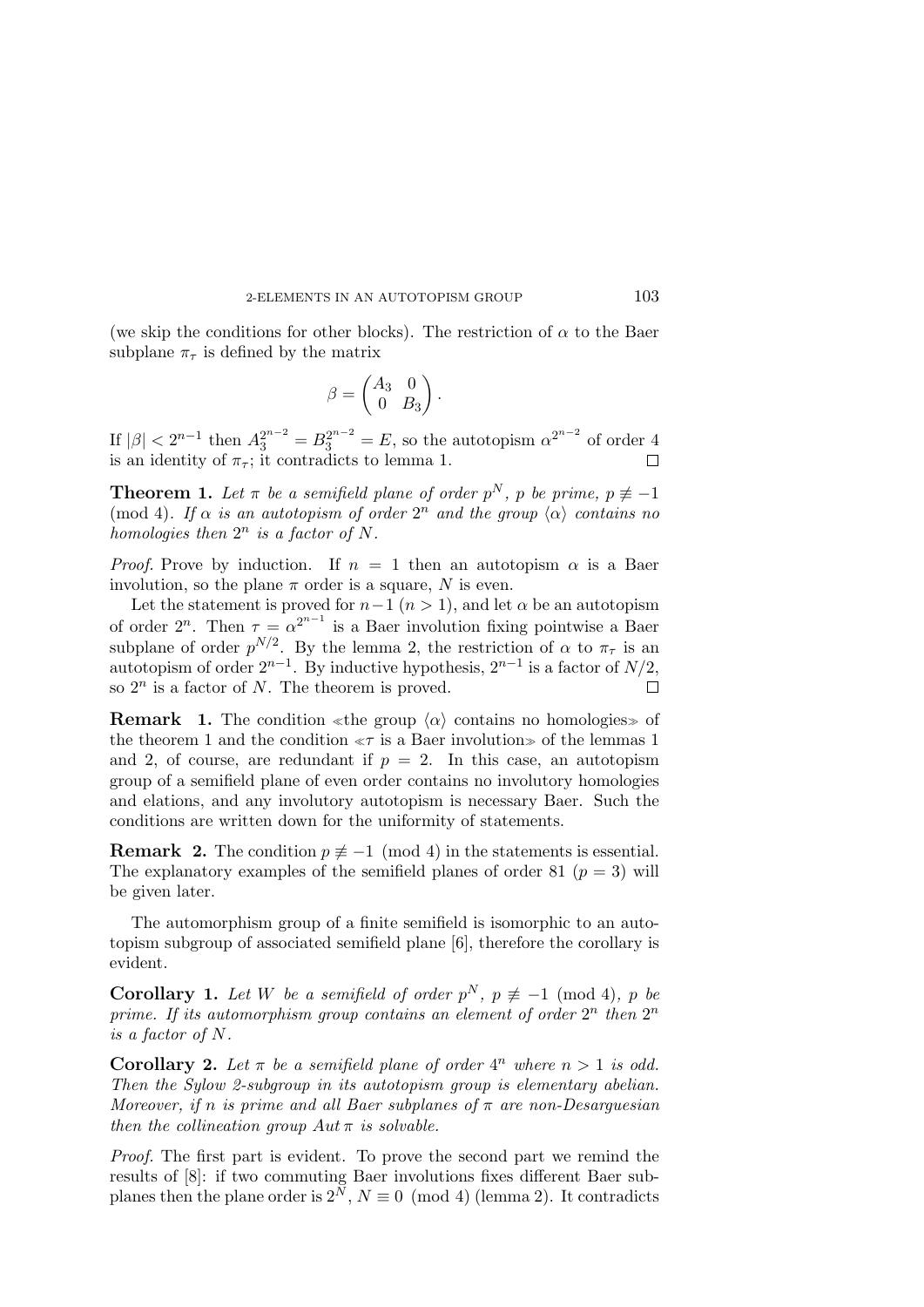(we skip the conditions for other blocks). The restriction of $\alpha$ to the Baer subplane $\pi_\tau$ is defined by the matrix

$$\beta = \begin{pmatrix} A_3 & 0 \\ 0 & B_3 \end{pmatrix}.$$

If $|\beta| < 2^{n-1}$ then $A_3^{2^{n-2}} = B_3^{2^{n-2}} = E$, so the autotopism $\alpha^{2^{n-2}}$ of order 4 is an identity of $\pi_\tau$; it contradicts to lemma 1. $\square$

**Theorem 1.** *Let $\pi$ be a semifield plane of order $p^N$, $p$ be prime, $p \not\equiv -1 \pmod 4$. If $\alpha$ is an autotopism of order $2^n$ and the group $\langle\alpha\rangle$ contains no homologies then $2^n$ is a factor of $N$.*

*Proof.* Prove by induction. If $n = 1$ then an autotopism $\alpha$ is a Baer involution, so the plane $\pi$ order is a square, $N$ is even.

Let the statement is proved for $n-1$ ($n > 1$), and let $\alpha$ be an autotopism of order $2^n$. Then $\tau = \alpha^{2^{n-1}}$ is a Baer involution fixing pointwise a Baer subplane of order $p^{N/2}$. By the lemma 2, the restriction of $\alpha$ to $\pi_\tau$ is an autotopism of order $2^{n-1}$. By inductive hypothesis, $2^{n-1}$ is a factor of $N/2$, so $2^n$ is a factor of $N$. The theorem is proved. $\square$

**Remark 1.** The condition «the group $\langle\alpha\rangle$ contains no homologies» of the theorem 1 and the condition «$\tau$ is a Baer involution» of the lemmas 1 and 2, of course, are redundant if $p = 2$. In this case, an autotopism group of a semifield plane of even order contains no involutory homologies and elations, and any involutory autotopism is necessary Baer. Such the conditions are written down for the uniformity of statements.

**Remark 2.** The condition $p \not\equiv -1 \pmod 4$ in the statements is essential. The explanatory examples of the semifield planes of order 81 ($p = 3$) will be given later.

The automorphism group of a finite semifield is isomorphic to an autotopism subgroup of associated semifield plane [6], therefore the corollary is evident.

**Corollary 1.** *Let $W$ be a semifield of order $p^N$, $p \not\equiv -1 \pmod 4$, $p$ be prime. If its automorphism group contains an element of order $2^n$ then $2^n$ is a factor of $N$.*

**Corollary 2.** *Let $\pi$ be a semifield plane of order $4^n$ where $n > 1$ is odd. Then the Sylow 2-subgroup in its autotopism group is elementary abelian. Moreover, if $n$ is prime and all Baer subplanes of $\pi$ are non-Desarguesian then the collineation group $Aut\,\pi$ is solvable.*

*Proof.* The first part is evident. To prove the second part we remind the results of [8]: if two commuting Baer involutions fixes different Baer subplanes then the plane order is $2^N$, $N \equiv 0 \pmod 4$ (lemma 2). It contradicts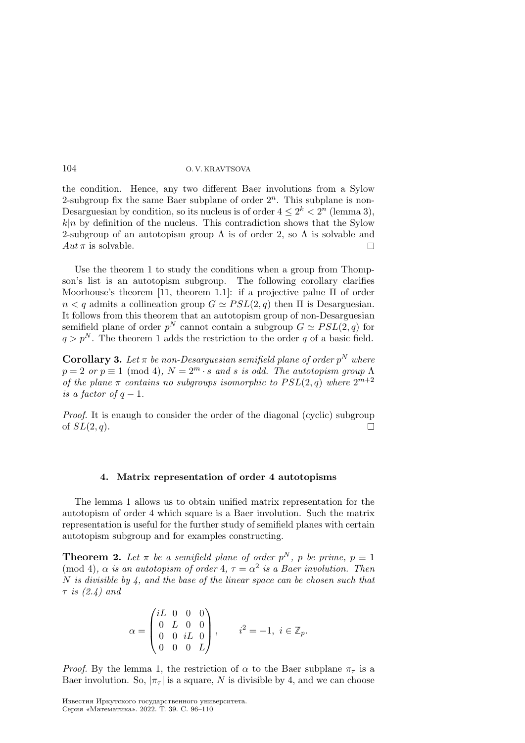the condition. Hence, any two different Baer involutions from a Sylow 2-subgroup fix the same Baer subplane of order $2^n$. This subplane is non-Desarguesian by condition, so its nucleus is of order $4 \leq 2^k < 2^n$ (lemma 3), $k|n$ by definition of the nucleus. This contradiction shows that the Sylow 2-subgroup of an autotopism group $\Lambda$ is of order 2, so $\Lambda$ is solvable and $Aut\,\pi$ is solvable. □

Use the theorem 1 to study the conditions when a group from Thompson's list is an autotopism subgroup. The following corollary clarifies Moorhouse's theorem [11, theorem 1.1]: if a projective palne $\Pi$ of order $n < q$ admits a collineation group $G \simeq PSL(2, q)$ then $\Pi$ is Desarguesian. It follows from this theorem that an autotopism group of non-Desarguesian semifield plane of order $p^N$ cannot contain a subgroup $G \simeq PSL(2, q)$ for $q > p^N$. The theorem 1 adds the restriction to the order $q$ of a basic field.

**Corollary 3.** *Let $\pi$ be non-Desarguesian semifield plane of order $p^N$ where $p = 2$ or $p \equiv 1 \pmod 4$, $N = 2^m \cdot s$ and $s$ is odd. The autotopism group $\Lambda$ of the plane $\pi$ contains no subgroups isomorphic to $PSL(2, q)$ where $2^{m+2}$ is a factor of $q - 1$.*

*Proof.* It is enaugh to consider the order of the diagonal (cyclic) subgroup of $SL(2, q)$. □

## 4. Matrix representation of order 4 autotopisms

The lemma 1 allows us to obtain unified matrix representation for the autotopism of order 4 which square is a Baer involution. Such the matrix representation is useful for the further study of semifield planes with certain autotopism subgroup and for examples constructing.

**Theorem 2.** *Let $\pi$ be a semifield plane of order $p^N$, $p$ be prime, $p \equiv 1 \pmod 4$, $\alpha$ is an autotopism of order 4, $\tau = \alpha^2$ is a Baer involution. Then $N$ is divisible by 4, and the base of the linear space can be chosen such that $\tau$ is (2.4) and*

$$\alpha = \begin{pmatrix} iL & 0 & 0 & 0 \\ 0 & L & 0 & 0 \\ 0 & 0 & iL & 0 \\ 0 & 0 & 0 & L \end{pmatrix}, \qquad i^2 = -1,\ i \in \mathbb{Z}_p.$$

*Proof.* By the lemma 1, the restriction of $\alpha$ to the Baer subplane $\pi_\tau$ is a Baer involution. So, $|\pi_\tau|$ is a square, $N$ is divisible by 4, and we can choose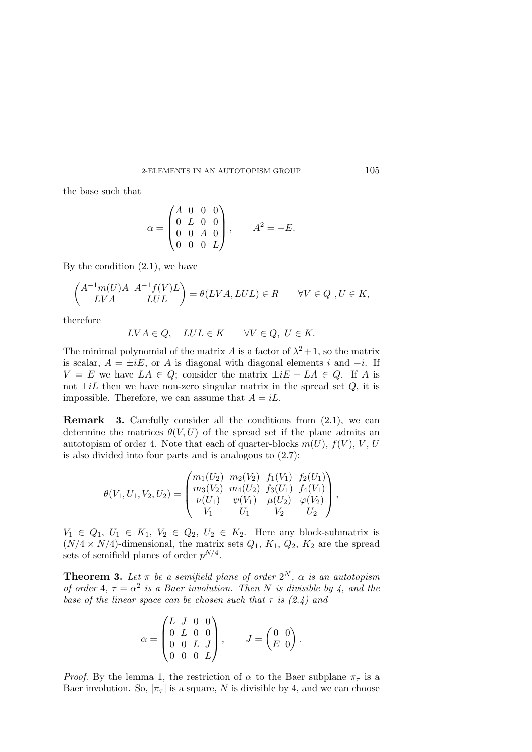the base such that

$$\alpha = \begin{pmatrix} A & 0 & 0 & 0 \\ 0 & L & 0 & 0 \\ 0 & 0 & A & 0 \\ 0 & 0 & 0 & L \end{pmatrix}, \qquad A^2 = -E.$$

By the condition (2.1), we have

$$\begin{pmatrix} A^{-1}m(U)A & A^{-1}f(V)L \\ LVA & LUL \end{pmatrix} = \theta(LVA, LUL) \in R \qquad \forall V \in Q\ , U \in K,$$

therefore

$$LVA \in Q, \quad LUL \in K \qquad \forall V \in Q,\ U \in K.$$

The minimal polynomial of the matrix $A$ is a factor of $\lambda^2 + 1$, so the matrix is scalar, $A = \pm iE$, or $A$ is diagonal with diagonal elements $i$ and $-i$. If $V = E$ we have $LA \in Q$; consider the matrix $\pm iE + LA \in Q$. If $A$ is not $\pm iL$ then we have non-zero singular matrix in the spread set $Q$, it is impossible. Therefore, we can assume that $A = iL$. $\square$

**Remark 3.** Carefully consider all the conditions from (2.1), we can determine the matrices $\theta(V, U)$ of the spread set if the plane admits an autotopism of order 4. Note that each of quarter-blocks $m(U)$, $f(V)$, $V$, $U$ is also divided into four parts and is analogous to (2.7):

$$\theta(V_1, U_1, V_2, U_2) = \begin{pmatrix} m_1(U_2) & m_2(V_2) & f_1(V_1) & f_2(U_1) \\ m_3(V_2) & m_4(U_2) & f_3(U_1) & f_4(V_1) \\ \nu(U_1) & \psi(V_1) & \mu(U_2) & \varphi(V_2) \\ V_1 & U_1 & V_2 & U_2 \end{pmatrix},$$

$V_1 \in Q_1$, $U_1 \in K_1$, $V_2 \in Q_2$, $U_2 \in K_2$. Here any block-submatrix is $(N/4 \times N/4)$-dimensional, the matrix sets $Q_1$, $K_1$, $Q_2$, $K_2$ are the spread sets of semifield planes of order $p^{N/4}$.

**Theorem 3.** *Let $\pi$ be a semifield plane of order $2^N$, $\alpha$ is an autotopism of order 4, $\tau = \alpha^2$ is a Baer involution. Then $N$ is divisible by 4, and the base of the linear space can be chosen such that $\tau$ is (2.4) and*

$$\alpha = \begin{pmatrix} L & J & 0 & 0 \\ 0 & L & 0 & 0 \\ 0 & 0 & L & J \\ 0 & 0 & 0 & L \end{pmatrix}, \qquad J = \begin{pmatrix} 0 & 0 \\ E & 0 \end{pmatrix}.$$

*Proof.* By the lemma 1, the restriction of $\alpha$ to the Baer subplane $\pi_\tau$ is a Baer involution. So, $|\pi_\tau|$ is a square, $N$ is divisible by 4, and we can choose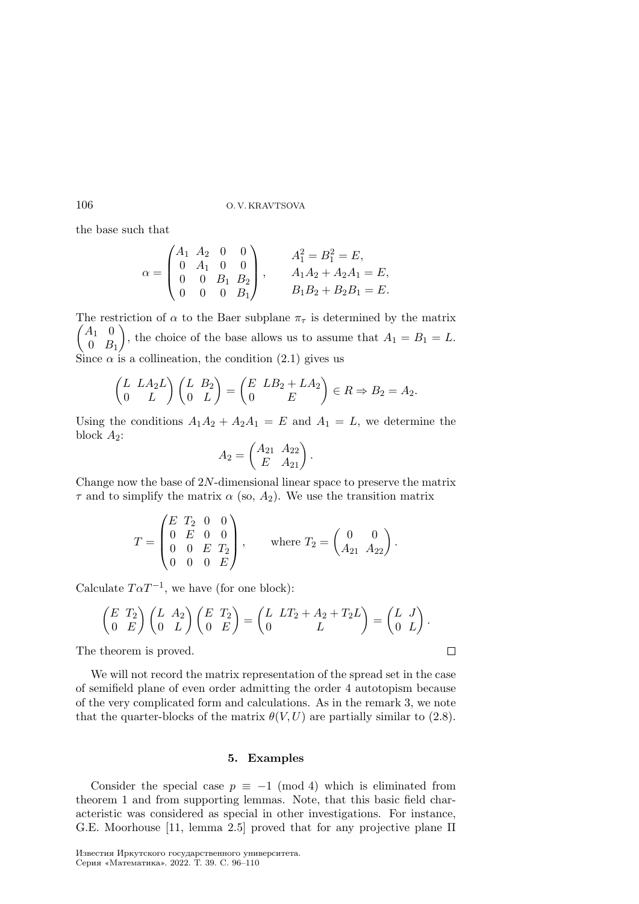the base such that

$$\alpha = \begin{pmatrix} A_1 & A_2 & 0 & 0 \\ 0 & A_1 & 0 & 0 \\ 0 & 0 & B_1 & B_2 \\ 0 & 0 & 0 & B_1 \end{pmatrix}, \qquad \begin{array}{l} A_1^2 = B_1^2 = E, \\ A_1A_2 + A_2A_1 = E, \\ B_1B_2 + B_2B_1 = E. \end{array}$$

The restriction of $\alpha$ to the Baer subplane $\pi_\tau$ is determined by the matrix $\begin{pmatrix} A_1 & 0 \\ 0 & B_1 \end{pmatrix}$, the choice of the base allows us to assume that $A_1 = B_1 = L$. Since $\alpha$ is a collineation, the condition (2.1) gives us

$$\begin{pmatrix} L & LA_2L \\ 0 & L \end{pmatrix} \begin{pmatrix} L & B_2 \\ 0 & L \end{pmatrix} = \begin{pmatrix} E & LB_2 + LA_2 \\ 0 & E \end{pmatrix} \in R \Rightarrow B_2 = A_2.$$

Using the conditions $A_1A_2 + A_2A_1 = E$ and $A_1 = L$, we determine the block $A_2$:

$$A_2 = \begin{pmatrix} A_{21} & A_{22} \\ E & A_{21} \end{pmatrix}.$$

Change now the base of $2N$-dimensional linear space to preserve the matrix $\tau$ and to simplify the matrix $\alpha$ (so, $A_2$). We use the transition matrix

$$T = \begin{pmatrix} E & T_2 & 0 & 0 \\ 0 & E & 0 & 0 \\ 0 & 0 & E & T_2 \\ 0 & 0 & 0 & E \end{pmatrix}, \qquad \text{where } T_2 = \begin{pmatrix} 0 & 0 \\ A_{21} & A_{22} \end{pmatrix}.$$

Calculate $T\alpha T^{-1}$, we have (for one block):

$$\begin{pmatrix} E & T_2 \\ 0 & E \end{pmatrix} \begin{pmatrix} L & A_2 \\ 0 & L \end{pmatrix} \begin{pmatrix} E & T_2 \\ 0 & E \end{pmatrix} = \begin{pmatrix} L & LT_2 + A_2 + T_2L \\ 0 & L \end{pmatrix} = \begin{pmatrix} L & J \\ 0 & L \end{pmatrix}.$$

The theorem is proved. □

We will not record the matrix representation of the spread set in the case of semifield plane of even order admitting the order 4 autotopism because of the very complicated form and calculations. As in the remark 3, we note that the quarter-blocks of the matrix $\theta(V, U)$ are partially similar to (2.8).

## 5. Examples

Consider the special case $p \equiv -1 \pmod 4$ which is eliminated from theorem 1 and from supporting lemmas. Note, that this basic field characteristic was considered as special in other investigations. For instance, G.E. Moorhouse [11, lemma 2.5] proved that for any projective plane $\Pi$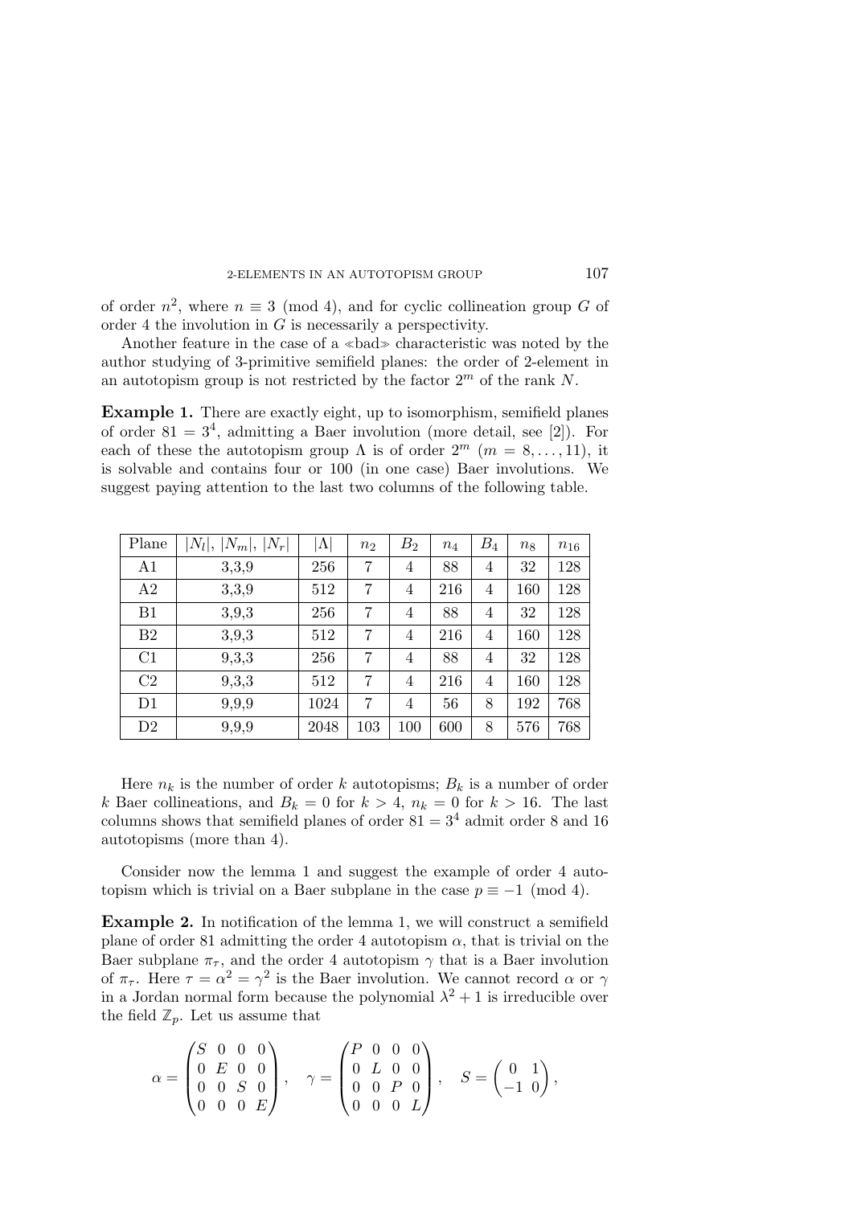of order $n^2$, where $n \equiv 3 \pmod 4$, and for cyclic collineation group $G$ of order 4 the involution in $G$ is necessarily a perspectivity.

Another feature in the case of a ≪bad≫ characteristic was noted by the author studying of 3-primitive semifield planes: the order of 2-element in an autotopism group is not restricted by the factor $2^m$ of the rank $N$.

**Example 1.** There are exactly eight, up to isomorphism, semifield planes of order $81 = 3^4$, admitting a Baer involution (more detail, see [2]). For each of these the autotopism group $\Lambda$ is of order $2^m$ ($m = 8, \ldots, 11$), it is solvable and contains four or 100 (in one case) Baer involutions. We suggest paying attention to the last two columns of the following table.

| Plane | $\lvert N_l\rvert$, $\lvert N_m\rvert$, $\lvert N_r\rvert$ | $\lvert\Lambda\rvert$ | $n_2$ | $B_2$ | $n_4$ | $B_4$ | $n_8$ | $n_{16}$ |
|---|---|---|---|---|---|---|---|---|
| A1 | 3,3,9 | 256 | 7 | 4 | 88 | 4 | 32 | 128 |
| A2 | 3,3,9 | 512 | 7 | 4 | 216 | 4 | 160 | 128 |
| B1 | 3,9,3 | 256 | 7 | 4 | 88 | 4 | 32 | 128 |
| B2 | 3,9,3 | 512 | 7 | 4 | 216 | 4 | 160 | 128 |
| C1 | 9,3,3 | 256 | 7 | 4 | 88 | 4 | 32 | 128 |
| C2 | 9,3,3 | 512 | 7 | 4 | 216 | 4 | 160 | 128 |
| D1 | 9,9,9 | 1024 | 7 | 4 | 56 | 8 | 192 | 768 |
| D2 | 9,9,9 | 2048 | 103 | 100 | 600 | 8 | 576 | 768 |

Here $n_k$ is the number of order $k$ autotopisms; $B_k$ is a number of order $k$ Baer collineations, and $B_k = 0$ for $k > 4$, $n_k = 0$ for $k > 16$. The last columns shows that semifield planes of order $81 = 3^4$ admit order 8 and 16 autotopisms (more than 4).

Consider now the lemma 1 and suggest the example of order 4 autotopism which is trivial on a Baer subplane in the case $p \equiv -1 \pmod 4$.

**Example 2.** In notification of the lemma 1, we will construct a semifield plane of order 81 admitting the order 4 autotopism $\alpha$, that is trivial on the Baer subplane $\pi_\tau$, and the order 4 autotopism $\gamma$ that is a Baer involution of $\pi_\tau$. Here $\tau = \alpha^2 = \gamma^2$ is the Baer involution. We cannot record $\alpha$ or $\gamma$ in a Jordan normal form because the polynomial $\lambda^2 + 1$ is irreducible over the field $\mathbb{Z}_p$. Let us assume that

$$\alpha = \begin{pmatrix} S & 0 & 0 & 0 \\ 0 & E & 0 & 0 \\ 0 & 0 & S & 0 \\ 0 & 0 & 0 & E \end{pmatrix}, \quad \gamma = \begin{pmatrix} P & 0 & 0 & 0 \\ 0 & L & 0 & 0 \\ 0 & 0 & P & 0 \\ 0 & 0 & 0 & L \end{pmatrix}, \quad S = \begin{pmatrix} 0 & 1 \\ -1 & 0 \end{pmatrix},$$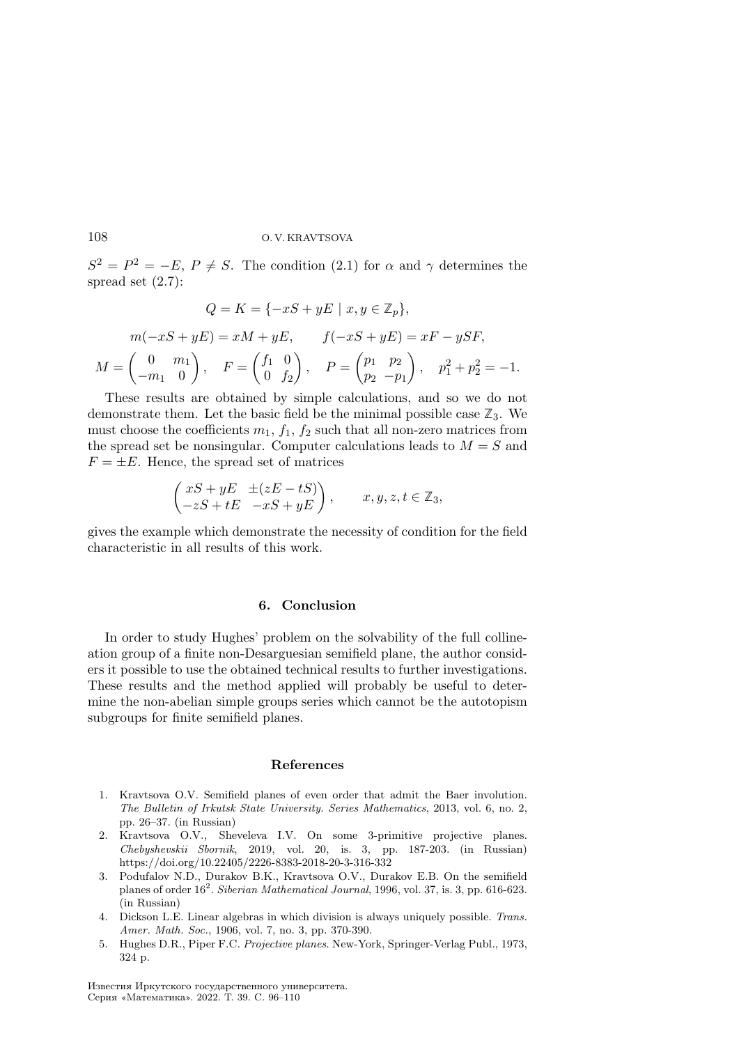$S^2 = P^2 = -E$, $P \neq S$. The condition (2.1) for $\alpha$ and $\gamma$ determines the spread set (2.7):

$$Q = K = \{-xS + yE \mid x, y \in \mathbb{Z}_p\},$$

$$m(-xS + yE) = xM + yE, \qquad f(-xS + yE) = xF - ySF,$$

$$M = \begin{pmatrix} 0 & m_1 \\ -m_1 & 0 \end{pmatrix}, \quad F = \begin{pmatrix} f_1 & 0 \\ 0 & f_2 \end{pmatrix}, \quad P = \begin{pmatrix} p_1 & p_2 \\ p_2 & -p_1 \end{pmatrix}, \quad p_1^2 + p_2^2 = -1.$$

These results are obtained by simple calculations, and so we do not demonstrate them. Let the basic field be the minimal possible case $\mathbb{Z}_3$. We must choose the coefficients $m_1$, $f_1$, $f_2$ such that all non-zero matrices from the spread set be nonsingular. Computer calculations leads to $M = S$ and $F = \pm E$. Hence, the spread set of matrices

$$\begin{pmatrix} xS + yE & \pm(zE - tS) \\ -zS + tE & -xS + yE \end{pmatrix}, \qquad x, y, z, t \in \mathbb{Z}_3,$$

gives the example which demonstrate the necessity of condition for the field characteristic in all results of this work.

## 6. Conclusion

In order to study Hughes' problem on the solvability of the full collineation group of a finite non-Desarguesian semifield plane, the author considers it possible to use the obtained technical results to further investigations. These results and the method applied will probably be useful to determine the non-abelian simple groups series which cannot be the autotopism subgroups for finite semifield planes.

## References

1. Kravtsova O.V. Semifield planes of even order that admit the Baer involution. *The Bulletin of Irkutsk State University. Series Mathematics*, 2013, vol. 6, no. 2, pp. 26–37. (in Russian)
2. Kravtsova O.V., Sheveleva I.V. On some 3-primitive projective planes. *Chebyshevskii Sbornik*, 2019, vol. 20, is. 3, pp. 187-203. (in Russian) https://doi.org/10.22405/2226-8383-2018-20-3-316-332
3. Podufalov N.D., Durakov B.K., Kravtsova O.V., Durakov E.B. On the semifield planes of order $16^2$. *Siberian Mathematical Journal*, 1996, vol. 37, is. 3, pp. 616-623. (in Russian)
4. Dickson L.E. Linear algebras in which division is always uniquely possible. *Trans. Amer. Math. Soc.*, 1906, vol. 7, no. 3, pp. 370-390.
5. Hughes D.R., Piper F.C. *Projective planes.* New-York, Springer-Verlag Publ., 1973, 324 p.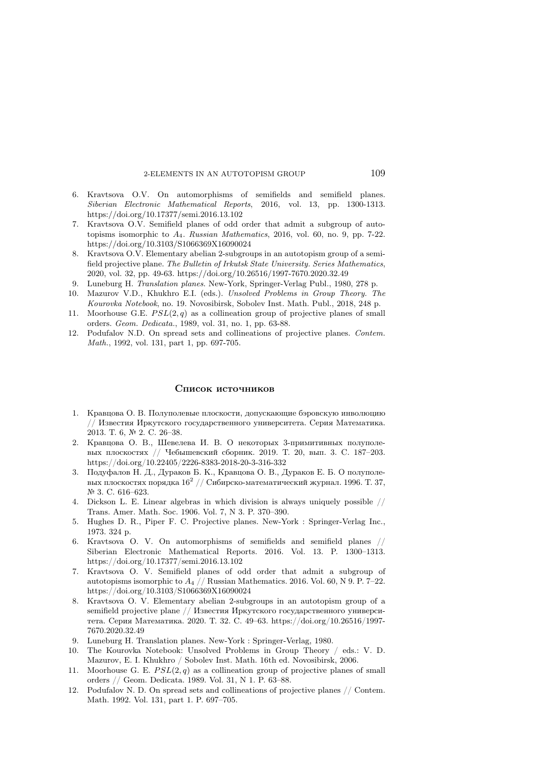6. Kravtsova O.V. On automorphisms of semifields and semifield planes. *Siberian Electronic Mathematical Reports*, 2016, vol. 13, pp. 1300-1313. https://doi.org/10.17377/semi.2016.13.102
7. Kravtsova O.V. Semifield planes of odd order that admit a subgroup of autotopisms isomorphic to $A_4$. *Russian Mathematics*, 2016, vol. 60, no. 9, pp. 7-22. https://doi.org/10.3103/S1066369X16090024
8. Kravtsova O.V. Elementary abelian 2-subgroups in an autotopism group of a semifield projective plane. *The Bulletin of Irkutsk State University. Series Mathematics*, 2020, vol. 32, pp. 49-63. https://doi.org/10.26516/1997-7670.2020.32.49
9. Luneburg H. *Translation planes*. New-York, Springer-Verlag Publ., 1980, 278 p.
10. Mazurov V.D., Khukhro E.I. (eds.). *Unsolved Problems in Group Theory. The Kourovka Notebook*, no. 19. Novosibirsk, Sobolev Inst. Math. Publ., 2018, 248 p.
11. Moorhouse G.E. $PSL(2, q)$ as a collineation group of projective planes of small orders. *Geom. Dedicata.*, 1989, vol. 31, no. 1, pp. 63-88.
12. Podufalov N.D. On spread sets and collineations of projective planes. *Contem. Math.*, 1992, vol. 131, part 1, pp. 697-705.

## Список источников

1. Кравцова О. В. Полуполевые плоскости, допускающие бэровскую инволюцию // Известия Иркутского государственного университета. Серия Математика. 2013. Т. 6, № 2. С. 26–38.
2. Кравцова О. В., Шевелева И. В. О некоторых 3-примитивных полуполевых плоскостях // Чебышевский сборник. 2019. Т. 20, вып. 3. С. 187–203. https://doi.org/10.22405/2226-8383-2018-20-3-316-332
3. Подуфалов Н. Д., Дураков Б. К., Кравцова О. В., Дураков Е. Б. О полуполевых плоскостях порядка $16^2$ // Сибирско-математический журнал. 1996. Т. 37, № 3. С. 616–623.
4. Dickson L. E. Linear algebras in which division is always uniquely possible // Trans. Amer. Math. Soc. 1906. Vol. 7, N 3. P. 370–390.
5. Hughes D. R., Piper F. C. Projective planes. New-York : Springer-Verlag Inc., 1973. 324 p.
6. Kravtsova O. V. On automorphisms of semifields and semifield planes // Siberian Electronic Mathematical Reports. 2016. Vol. 13. P. 1300–1313. https://doi.org/10.17377/semi.2016.13.102
7. Kravtsova O. V. Semifield planes of odd order that admit a subgroup of autotopisms isomorphic to $A_4$ // Russian Mathematics. 2016. Vol. 60, N 9. P. 7–22. https://doi.org/10.3103/S1066369X16090024
8. Kravtsova O. V. Elementary abelian 2-subgroups in an autotopism group of a semifield projective plane // Известия Иркутского государственного университета. Серия Математика. 2020. Т. 32. С. 49–63. https://doi.org/10.26516/1997-7670.2020.32.49
9. Luneburg H. Translation planes. New-York : Springer-Verlag, 1980.
10. The Kourovka Notebook: Unsolved Problems in Group Theory / eds.: V. D. Mazurov, E. I. Khukhro / Sobolev Inst. Math. 16th ed. Novosibirsk, 2006.
11. Moorhouse G. E. $PSL(2, q)$ as a collineation group of projective planes of small orders // Geom. Dedicata. 1989. Vol. 31, N 1. P. 63–88.
12. Podufalov N. D. On spread sets and collineations of projective planes // Contem. Math. 1992. Vol. 131, part 1. P. 697–705.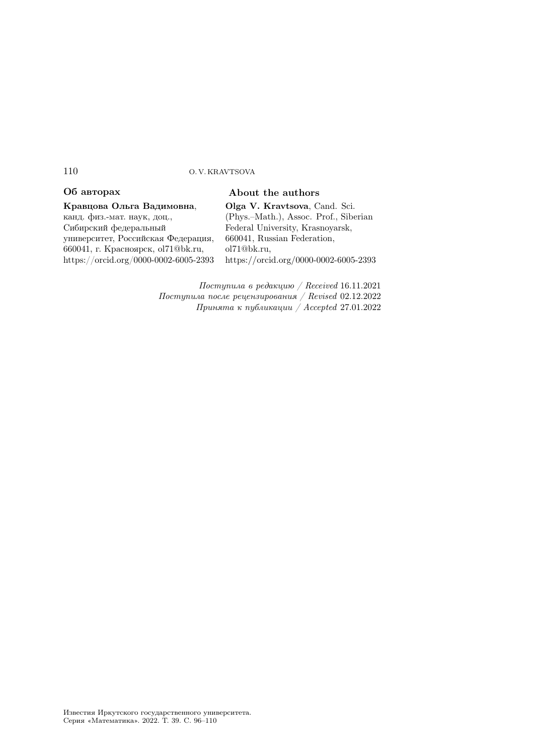## Об авторах

**Кравцова Ольга Вадимовна**, канд. физ.-мат. наук, доц., Сибирский федеральный университет, Российская Федерация, 660041, г. Красноярск, ol71@bk.ru, https://orcid.org/0000-0002-6005-2393

## About the authors

**Olga V. Kravtsova**, Cand. Sci. (Phys.–Math.), Assoc. Prof., Siberian Federal University, Krasnoyarsk, 660041, Russian Federation, ol71@bk.ru, https://orcid.org/0000-0002-6005-2393

*Поступила в редакцию / Received* 16.11.2021
*Поступила после рецензирования / Revised* 02.12.2022
*Принята к публикации / Accepted* 27.01.2022